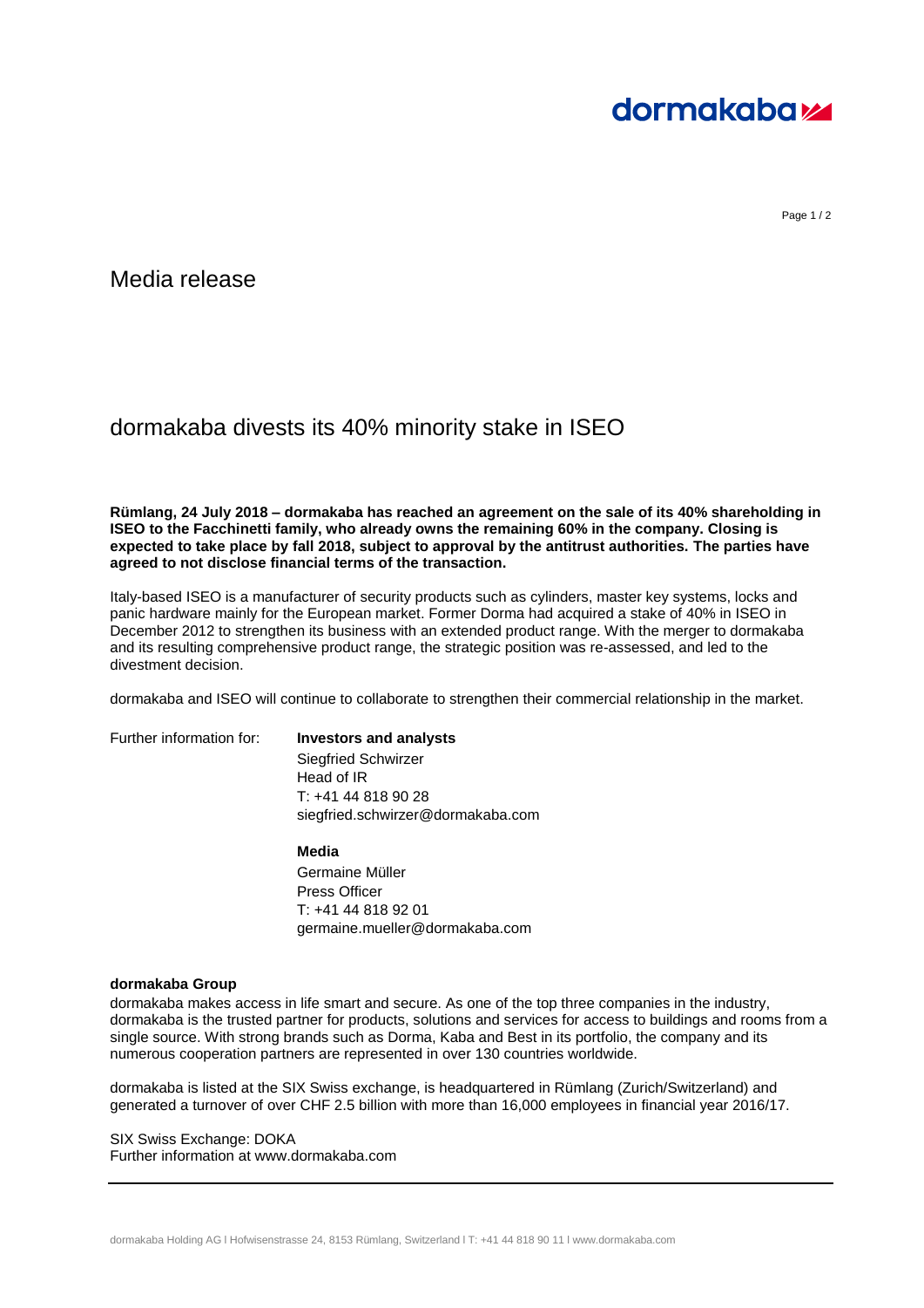# Media release

## dormakaba divests its 40% minority stake in ISEO

**Rümlang, 24 July 2018 – dormakaba has reached an agreement on the sale of its 40% shareholding in ISEO to the Facchinetti family, who already owns the remaining 60% in the company. Closing is expected to take place by fall 2018, subject to approval by the antitrust authorities. The parties have agreed to not disclose financial terms of the transaction.**

Italy-based ISEO is a manufacturer of security products such as cylinders, master key systems, locks and panic hardware mainly for the European market. Former Dorma had acquired a stake of 40% in ISEO in December 2012 to strengthen its business with an extended product range. With the merger to dormakaba and its resulting comprehensive product range, the strategic position was re-assessed, and led to the divestment decision.

dormakaba and ISEO will continue to collaborate to strengthen their commercial relationship in the market.

Further information for:

**Investors and analysts**
Siegfried Schwirzer
Head of IR
T: +41 44 818 90 28
siegfried.schwirzer@dormakaba.com

**Media**
Germaine Müller
Press Officer
T: +41 44 818 92 01
germaine.mueller@dormakaba.com

**dormakaba Group**

dormakaba makes access in life smart and secure. As one of the top three companies in the industry, dormakaba is the trusted partner for products, solutions and services for access to buildings and rooms from a single source. With strong brands such as Dorma, Kaba and Best in its portfolio, the company and its numerous cooperation partners are represented in over 130 countries worldwide.

dormakaba is listed at the SIX Swiss exchange, is headquartered in Rümlang (Zurich/Switzerland) and generated a turnover of over CHF 2.5 billion with more than 16,000 employees in financial year 2016/17.

SIX Swiss Exchange: DOKA
Further information at www.dormakaba.com

dormakaba Holding AG l Hofwisenstrasse 24, 8153 Rümlang, Switzerland l T: +41 44 818 90 11 l www.dormakaba.com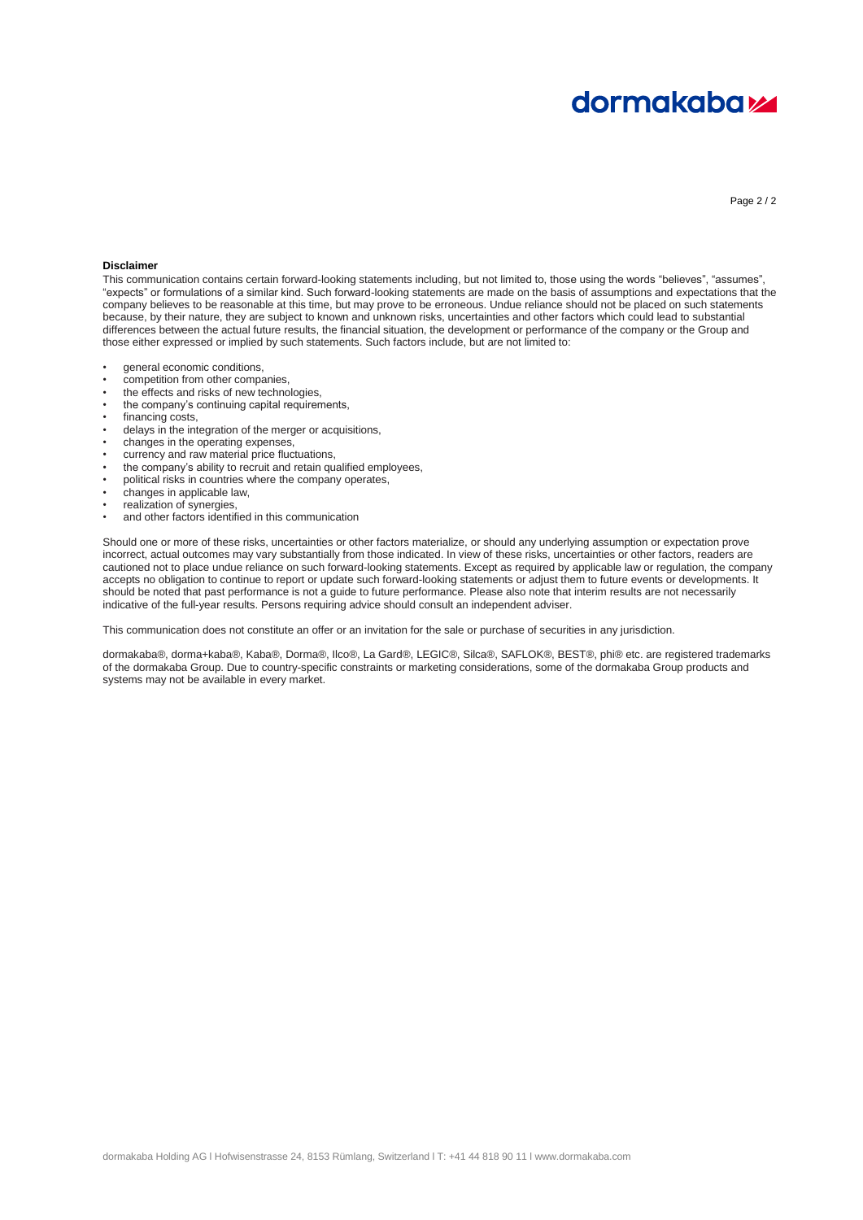**Disclaimer**

This communication contains certain forward-looking statements including, but not limited to, those using the words "believes", "assumes", "expects" or formulations of a similar kind. Such forward-looking statements are made on the basis of assumptions and expectations that the company believes to be reasonable at this time, but may prove to be erroneous. Undue reliance should not be placed on such statements because, by their nature, they are subject to known and unknown risks, uncertainties and other factors which could lead to substantial differences between the actual future results, the financial situation, the development or performance of the company or the Group and those either expressed or implied by such statements. Such factors include, but are not limited to:

- general economic conditions,
- competition from other companies,
- the effects and risks of new technologies,
- the company's continuing capital requirements,
- financing costs,
- delays in the integration of the merger or acquisitions,
- changes in the operating expenses,
- currency and raw material price fluctuations,
- the company's ability to recruit and retain qualified employees,
- political risks in countries where the company operates,
- changes in applicable law,
- realization of synergies,
- and other factors identified in this communication

Should one or more of these risks, uncertainties or other factors materialize, or should any underlying assumption or expectation prove incorrect, actual outcomes may vary substantially from those indicated. In view of these risks, uncertainties or other factors, readers are cautioned not to place undue reliance on such forward-looking statements. Except as required by applicable law or regulation, the company accepts no obligation to continue to report or update such forward-looking statements or adjust them to future events or developments. It should be noted that past performance is not a guide to future performance. Please also note that interim results are not necessarily indicative of the full-year results. Persons requiring advice should consult an independent adviser.

This communication does not constitute an offer or an invitation for the sale or purchase of securities in any jurisdiction.

dormakaba®, dorma+kaba®, Kaba®, Dorma®, Ilco®, La Gard®, LEGIC®, Silca®, SAFLOK®, BEST®, phi® etc. are registered trademarks of the dormakaba Group. Due to country-specific constraints or marketing considerations, some of the dormakaba Group products and systems may not be available in every market.

dormakaba Holding AG | Hofwisenstrasse 24, 8153 Rümlang, Switzerland | T: +41 44 818 90 11 | www.dormakaba.com